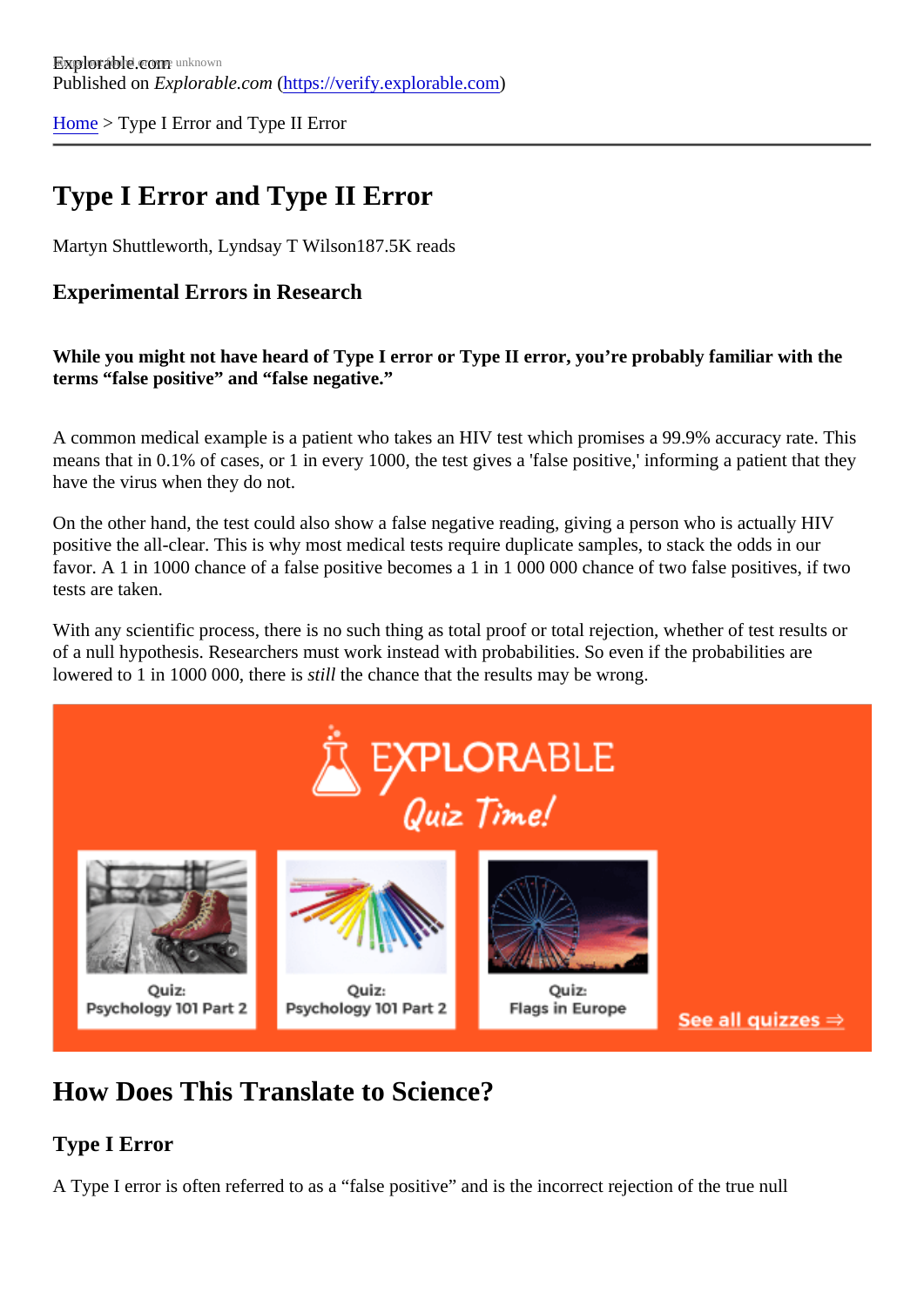Explorable.com
Published on *Explorable.com* (https://verify.explorable.com)

Home > Type I Error and Type II Error

# Type I Error and Type II Error

Martyn Shuttleworth, Lyndsay T Wilson187.5K reads

## Experimental Errors in Research

**While you might not have heard of Type I error or Type II error, you're probably familiar with the terms "false positive" and "false negative."**

A common medical example is a patient who takes an HIV test which promises a 99.9% accuracy rate. This means that in 0.1% of cases, or 1 in every 1000, the test gives a 'false positive,' informing a patient that they have the virus when they do not.

On the other hand, the test could also show a false negative reading, giving a person who is actually HIV positive the all-clear. This is why most medical tests require duplicate samples, to stack the odds in our favor. A 1 in 1000 chance of a false positive becomes a 1 in 1 000 000 chance of two false positives, if two tests are taken.

With any scientific process, there is no such thing as total proof or total rejection, whether of test results or of a null hypothesis. Researchers must work instead with probabilities. So even if the probabilities are lowered to 1 in 1000 000, there is *still* the chance that the results may be wrong.

## How Does This Translate to Science?

### Type I Error

A Type I error is often referred to as a "false positive" and is the incorrect rejection of the true null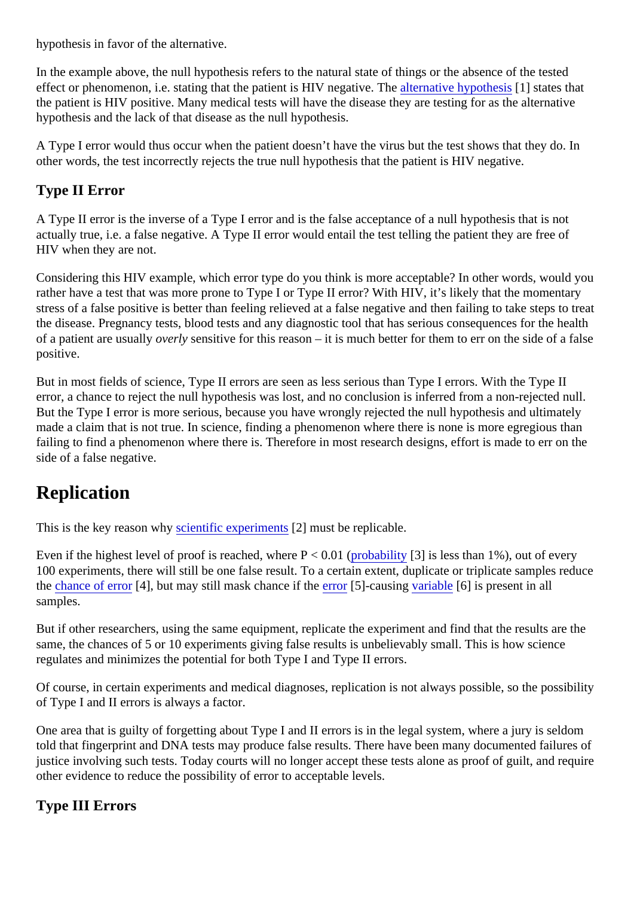hypothesis in favor of the alternative.

In the example above, the null hypothesis refers to the natural state of things or the absence of the tested effect or phenomenon, i.e. stating that the patient is HIV negative. The alternative hypothesis [1] states that the patient is HIV positive. Many medical tests will have the disease they are testing for as the alternative hypothesis and the lack of that disease as the null hypothesis.

A Type I error would thus occur when the patient doesn't have the virus but the test shows that they do. In other words, the test incorrectly rejects the true null hypothesis that the patient is HIV negative.

### Type II Error

A Type II error is the inverse of a Type I error and is the false acceptance of a null hypothesis that is not actually true, i.e. a false negative. A Type II error would entail the test telling the patient they are free of HIV when they are not.

Considering this HIV example, which error type do you think is more acceptable? In other words, would you rather have a test that was more prone to Type I or Type II error? With HIV, it's likely that the momentary stress of a false positive is better than feeling relieved at a false negative and then failing to take steps to treat the disease. Pregnancy tests, blood tests and any diagnostic tool that has serious consequences for the health of a patient are usually *overly* sensitive for this reason – it is much better for them to err on the side of a false positive.

But in most fields of science, Type II errors are seen as less serious than Type I errors. With the Type II error, a chance to reject the null hypothesis was lost, and no conclusion is inferred from a non-rejected null. But the Type I error is more serious, because you have wrongly rejected the null hypothesis and ultimately made a claim that is not true. In science, finding a phenomenon where there is none is more egregious than failing to find a phenomenon where there is. Therefore in most research designs, effort is made to err on the side of a false negative.

## Replication

This is the key reason why scientific experiments [2] must be replicable.

Even if the highest level of proof is reached, where $P < 0.01$ (probability [3] is less than 1%), out of every 100 experiments, there will still be one false result. To a certain extent, duplicate or triplicate samples reduce the chance of error [4], but may still mask chance if the error [5]-causing variable [6] is present in all samples.

But if other researchers, using the same equipment, replicate the experiment and find that the results are the same, the chances of 5 or 10 experiments giving false results is unbelievably small. This is how science regulates and minimizes the potential for both Type I and Type II errors.

Of course, in certain experiments and medical diagnoses, replication is not always possible, so the possibility of Type I and II errors is always a factor.

One area that is guilty of forgetting about Type I and II errors is in the legal system, where a jury is seldom told that fingerprint and DNA tests may produce false results. There have been many documented failures of justice involving such tests. Today courts will no longer accept these tests alone as proof of guilt, and require other evidence to reduce the possibility of error to acceptable levels.

### Type III Errors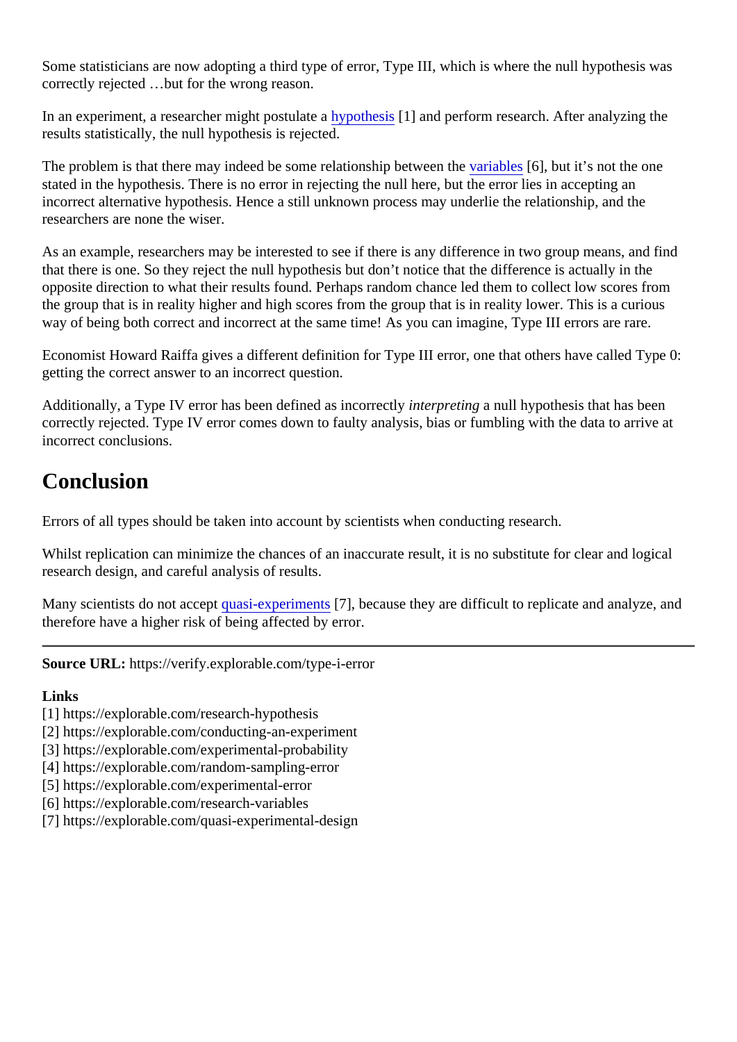Some statisticians are now adopting a third type of error, Type III, which is where the null hypothesis was correctly rejected …but for the wrong reason.

In an experiment, a researcher might postulate a hypothesis [1] and perform research. After analyzing the results statistically, the null hypothesis is rejected.

The problem is that there may indeed be some relationship between the variables [6], but it's not the one stated in the hypothesis. There is no error in rejecting the null here, but the error lies in accepting an incorrect alternative hypothesis. Hence a still unknown process may underlie the relationship, and the researchers are none the wiser.

As an example, researchers may be interested to see if there is any difference in two group means, and find that there is one. So they reject the null hypothesis but don't notice that the difference is actually in the opposite direction to what their results found. Perhaps random chance led them to collect low scores from the group that is in reality higher and high scores from the group that is in reality lower. This is a curious way of being both correct and incorrect at the same time! As you can imagine, Type III errors are rare.

Economist Howard Raiffa gives a different definition for Type III error, one that others have called Type 0: getting the correct answer to an incorrect question.

Additionally, a Type IV error has been defined as incorrectly *interpreting* a null hypothesis that has been correctly rejected. Type IV error comes down to faulty analysis, bias or fumbling with the data to arrive at incorrect conclusions.

## Conclusion

Errors of all types should be taken into account by scientists when conducting research.

Whilst replication can minimize the chances of an inaccurate result, it is no substitute for clear and logical research design, and careful analysis of results.

Many scientists do not accept quasi-experiments [7], because they are difficult to replicate and analyze, and therefore have a higher risk of being affected by error.

---

**Source URL:** https://verify.explorable.com/type-i-error

**Links**
[1] https://explorable.com/research-hypothesis
[2] https://explorable.com/conducting-an-experiment
[3] https://explorable.com/experimental-probability
[4] https://explorable.com/random-sampling-error
[5] https://explorable.com/experimental-error
[6] https://explorable.com/research-variables
[7] https://explorable.com/quasi-experimental-design